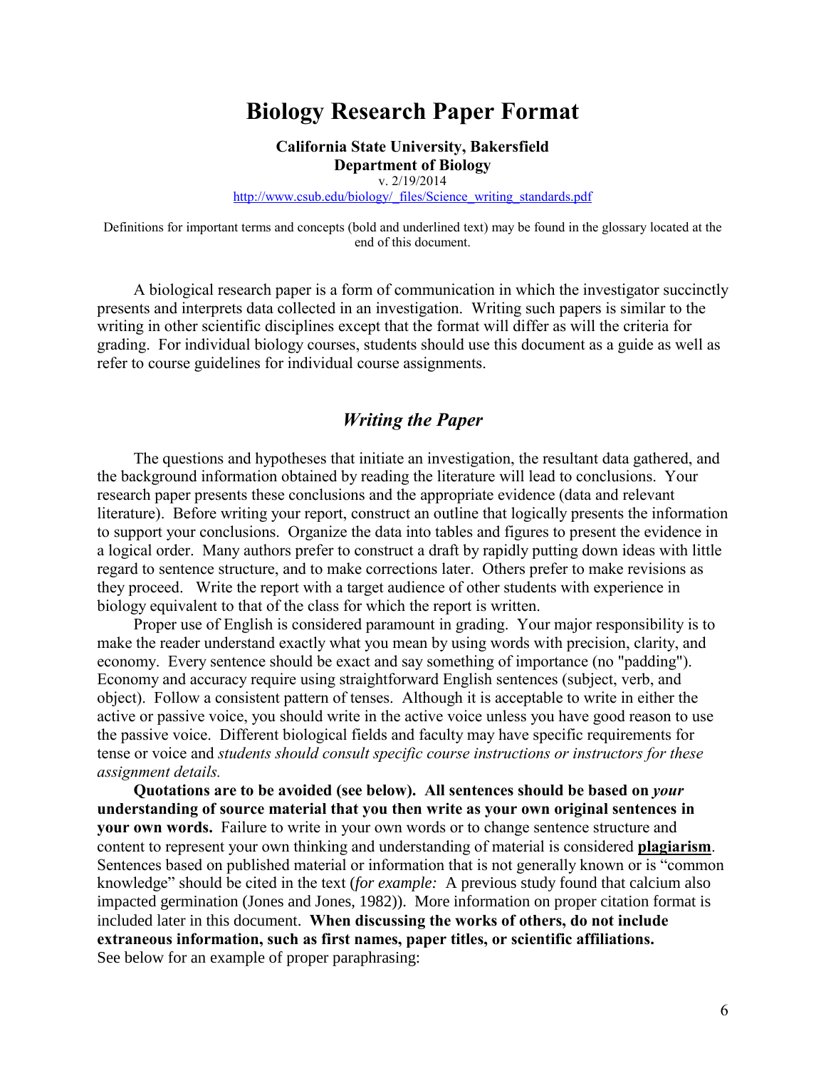# Biology Research Paper Format

**California State University, Bakersfield**
**Department of Biology**
v. 2/19/2014
http://www.csub.edu/biology/_files/Science_writing_standards.pdf

Definitions for important terms and concepts (bold and underlined text) may be found in the glossary located at the end of this document.

A biological research paper is a form of communication in which the investigator succinctly presents and interprets data collected in an investigation. Writing such papers is similar to the writing in other scientific disciplines except that the format will differ as will the criteria for grading. For individual biology courses, students should use this document as a guide as well as refer to course guidelines for individual course assignments.

## *Writing the Paper*

The questions and hypotheses that initiate an investigation, the resultant data gathered, and the background information obtained by reading the literature will lead to conclusions. Your research paper presents these conclusions and the appropriate evidence (data and relevant literature). Before writing your report, construct an outline that logically presents the information to support your conclusions. Organize the data into tables and figures to present the evidence in a logical order. Many authors prefer to construct a draft by rapidly putting down ideas with little regard to sentence structure, and to make corrections later. Others prefer to make revisions as they proceed. Write the report with a target audience of other students with experience in biology equivalent to that of the class for which the report is written.

Proper use of English is considered paramount in grading. Your major responsibility is to make the reader understand exactly what you mean by using words with precision, clarity, and economy. Every sentence should be exact and say something of importance (no "padding"). Economy and accuracy require using straightforward English sentences (subject, verb, and object). Follow a consistent pattern of tenses. Although it is acceptable to write in either the active or passive voice, you should write in the active voice unless you have good reason to use the passive voice. Different biological fields and faculty may have specific requirements for tense or voice and *students should consult specific course instructions or instructors for these assignment details.*

**Quotations are to be avoided (see below). All sentences should be based on *your* understanding of source material that you then write as your own original sentences in your own words.** Failure to write in your own words or to change sentence structure and content to represent your own thinking and understanding of material is considered **plagiarism**. Sentences based on published material or information that is not generally known or is "common knowledge" should be cited in the text (*for example:* A previous study found that calcium also impacted germination (Jones and Jones, 1982)). More information on proper citation format is included later in this document. **When discussing the works of others, do not include extraneous information, such as first names, paper titles, or scientific affiliations.** See below for an example of proper paraphrasing: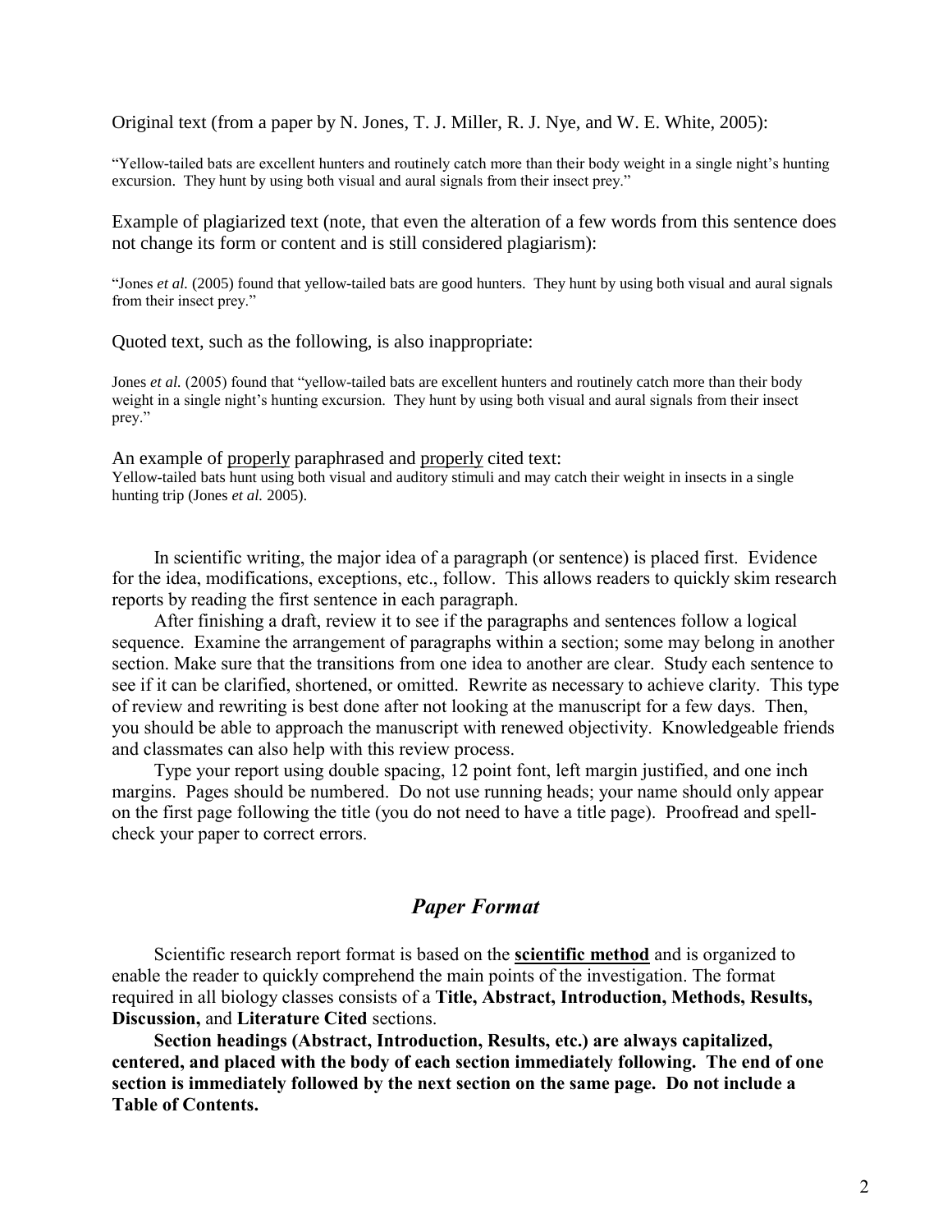Original text (from a paper by N. Jones, T. J. Miller, R. J. Nye, and W. E. White, 2005):

"Yellow-tailed bats are excellent hunters and routinely catch more than their body weight in a single night's hunting excursion. They hunt by using both visual and aural signals from their insect prey."

Example of plagiarized text (note, that even the alteration of a few words from this sentence does not change its form or content and is still considered plagiarism):

"Jones *et al.* (2005) found that yellow-tailed bats are good hunters. They hunt by using both visual and aural signals from their insect prey."

Quoted text, such as the following, is also inappropriate:

Jones *et al.* (2005) found that "yellow-tailed bats are excellent hunters and routinely catch more than their body weight in a single night's hunting excursion. They hunt by using both visual and aural signals from their insect prey."

An example of <u>properly</u> paraphrased and <u>properly</u> cited text:
Yellow-tailed bats hunt using both visual and auditory stimuli and may catch their weight in insects in a single hunting trip (Jones *et al.* 2005).

In scientific writing, the major idea of a paragraph (or sentence) is placed first. Evidence for the idea, modifications, exceptions, etc., follow. This allows readers to quickly skim research reports by reading the first sentence in each paragraph.

After finishing a draft, review it to see if the paragraphs and sentences follow a logical sequence. Examine the arrangement of paragraphs within a section; some may belong in another section. Make sure that the transitions from one idea to another are clear. Study each sentence to see if it can be clarified, shortened, or omitted. Rewrite as necessary to achieve clarity. This type of review and rewriting is best done after not looking at the manuscript for a few days. Then, you should be able to approach the manuscript with renewed objectivity. Knowledgeable friends and classmates can also help with this review process.

Type your report using double spacing, 12 point font, left margin justified, and one inch margins. Pages should be numbered. Do not use running heads; your name should only appear on the first page following the title (you do not need to have a title page). Proofread and spell-check your paper to correct errors.

## ***Paper Format***

Scientific research report format is based on the <u>**scientific method**</u> and is organized to enable the reader to quickly comprehend the main points of the investigation. The format required in all biology classes consists of a **Title, Abstract, Introduction, Methods, Results, Discussion,** and **Literature Cited** sections.

**Section headings (Abstract, Introduction, Results, etc.) are always capitalized, centered, and placed with the body of each section immediately following. The end of one section is immediately followed by the next section on the same page. Do not include a Table of Contents.**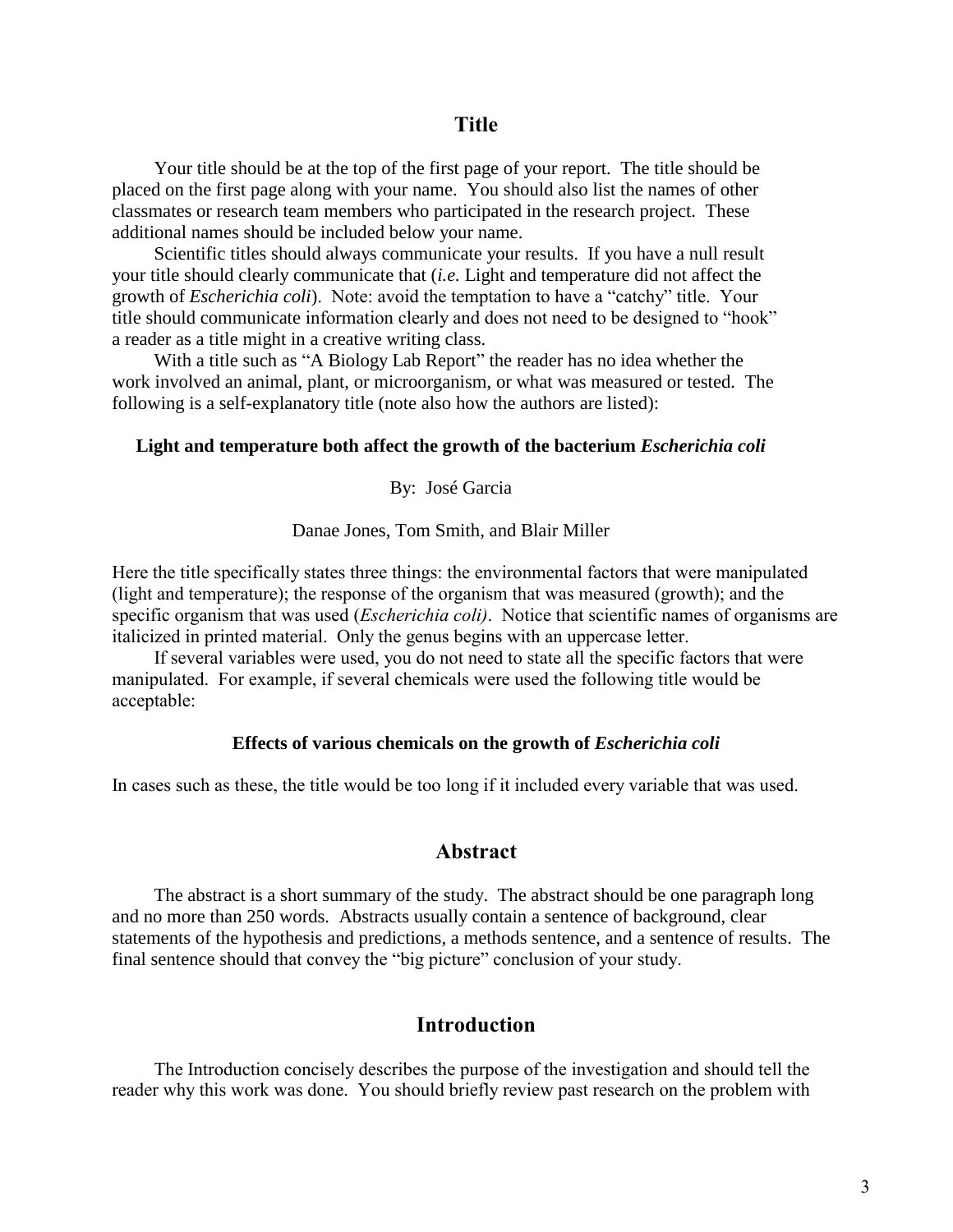## Title

Your title should be at the top of the first page of your report. The title should be placed on the first page along with your name. You should also list the names of other classmates or research team members who participated in the research project. These additional names should be included below your name.

Scientific titles should always communicate your results. If you have a null result your title should clearly communicate that (*i.e.* Light and temperature did not affect the growth of *Escherichia coli*). Note: avoid the temptation to have a "catchy" title. Your title should communicate information clearly and does not need to be designed to "hook" a reader as a title might in a creative writing class.

With a title such as "A Biology Lab Report" the reader has no idea whether the work involved an animal, plant, or microorganism, or what was measured or tested. The following is a self-explanatory title (note also how the authors are listed):

**Light and temperature both affect the growth of the bacterium *Escherichia coli***

By: José Garcia

Danae Jones, Tom Smith, and Blair Miller

Here the title specifically states three things: the environmental factors that were manipulated (light and temperature); the response of the organism that was measured (growth); and the specific organism that was used (*Escherichia coli)*. Notice that scientific names of organisms are italicized in printed material. Only the genus begins with an uppercase letter.

If several variables were used, you do not need to state all the specific factors that were manipulated. For example, if several chemicals were used the following title would be acceptable:

**Effects of various chemicals on the growth of *Escherichia coli***

In cases such as these, the title would be too long if it included every variable that was used.

## Abstract

The abstract is a short summary of the study. The abstract should be one paragraph long and no more than 250 words. Abstracts usually contain a sentence of background, clear statements of the hypothesis and predictions, a methods sentence, and a sentence of results. The final sentence should that convey the "big picture" conclusion of your study.

## Introduction

The Introduction concisely describes the purpose of the investigation and should tell the reader why this work was done. You should briefly review past research on the problem with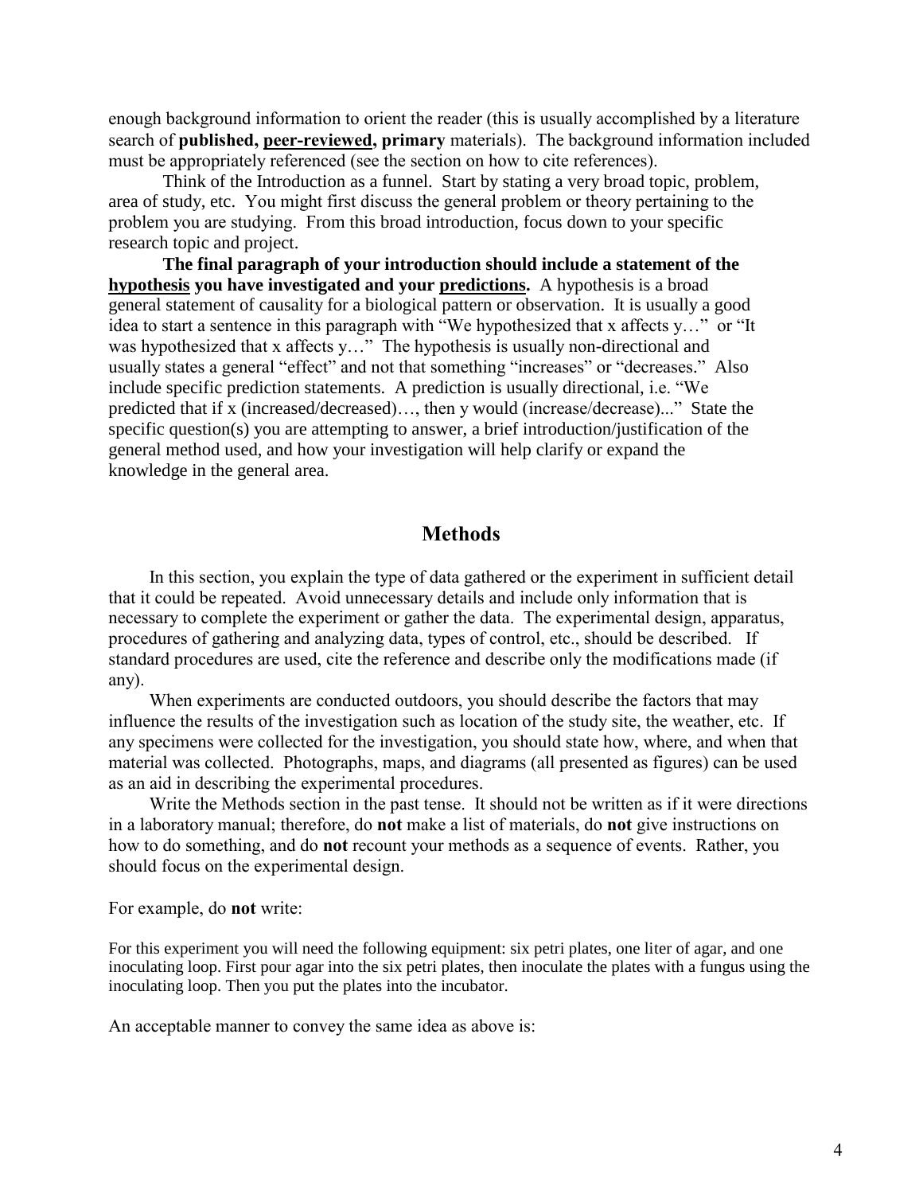enough background information to orient the reader (this is usually accomplished by a literature search of **published, <u>peer-reviewed</u>, primary** materials). The background information included must be appropriately referenced (see the section on how to cite references).

Think of the Introduction as a funnel. Start by stating a very broad topic, problem, area of study, etc. You might first discuss the general problem or theory pertaining to the problem you are studying. From this broad introduction, focus down to your specific research topic and project.

**The final paragraph of your introduction should include a statement of the <u>hypothesis</u> you have investigated and your <u>predictions</u>.** A hypothesis is a broad general statement of causality for a biological pattern or observation. It is usually a good idea to start a sentence in this paragraph with "We hypothesized that x affects y…" or "It was hypothesized that x affects y…" The hypothesis is usually non-directional and usually states a general "effect" and not that something "increases" or "decreases." Also include specific prediction statements. A prediction is usually directional, i.e. "We predicted that if x (increased/decreased)…, then y would (increase/decrease)..." State the specific question(s) you are attempting to answer, a brief introduction/justification of the general method used, and how your investigation will help clarify or expand the knowledge in the general area.

## Methods

In this section, you explain the type of data gathered or the experiment in sufficient detail that it could be repeated. Avoid unnecessary details and include only information that is necessary to complete the experiment or gather the data. The experimental design, apparatus, procedures of gathering and analyzing data, types of control, etc., should be described. If standard procedures are used, cite the reference and describe only the modifications made (if any).

When experiments are conducted outdoors, you should describe the factors that may influence the results of the investigation such as location of the study site, the weather, etc. If any specimens were collected for the investigation, you should state how, where, and when that material was collected. Photographs, maps, and diagrams (all presented as figures) can be used as an aid in describing the experimental procedures.

Write the Methods section in the past tense. It should not be written as if it were directions in a laboratory manual; therefore, do **not** make a list of materials, do **not** give instructions on how to do something, and do **not** recount your methods as a sequence of events. Rather, you should focus on the experimental design.

For example, do **not** write:

For this experiment you will need the following equipment: six petri plates, one liter of agar, and one inoculating loop. First pour agar into the six petri plates, then inoculate the plates with a fungus using the inoculating loop. Then you put the plates into the incubator.

An acceptable manner to convey the same idea as above is: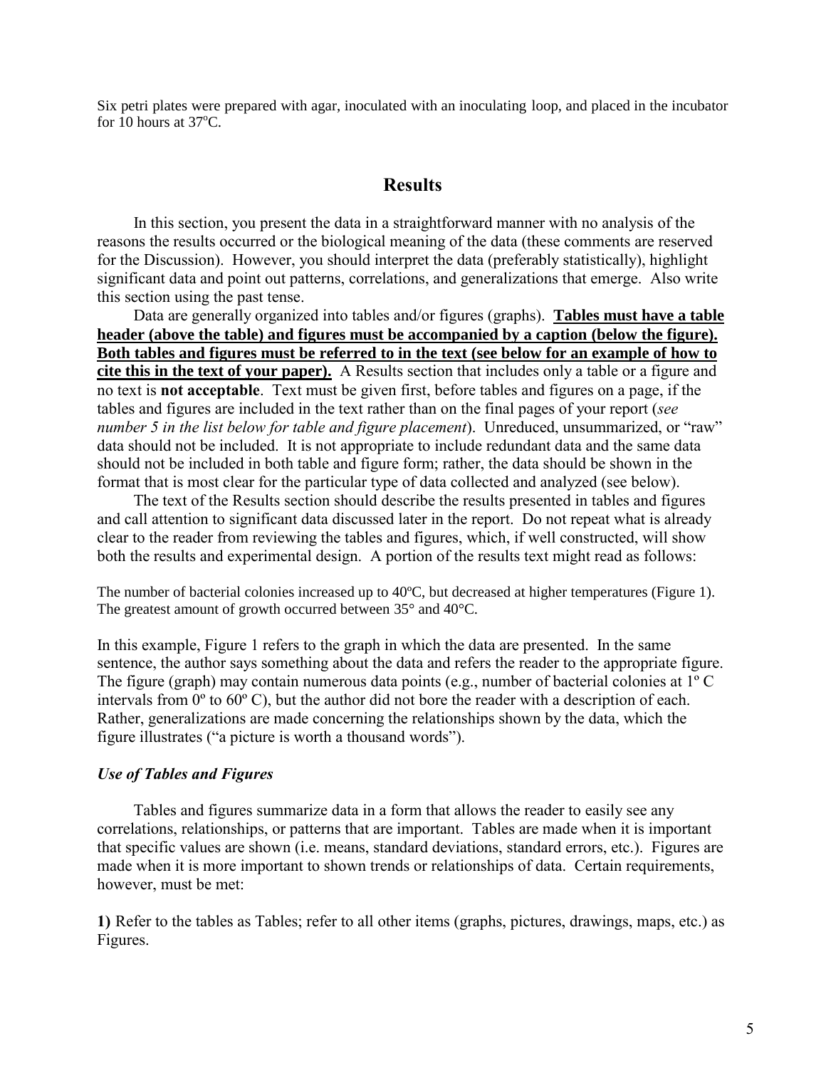Six petri plates were prepared with agar, inoculated with an inoculating loop, and placed in the incubator for 10 hours at 37$^{o}$C.

## Results

In this section, you present the data in a straightforward manner with no analysis of the reasons the results occurred or the biological meaning of the data (these comments are reserved for the Discussion). However, you should interpret the data (preferably statistically), highlight significant data and point out patterns, correlations, and generalizations that emerge. Also write this section using the past tense.

Data are generally organized into tables and/or figures (graphs). **Tables must have a table header (above the table) and figures must be accompanied by a caption (below the figure). Both tables and figures must be referred to in the text (see below for an example of how to cite this in the text of your paper).** A Results section that includes only a table or a figure and no text is **not acceptable**. Text must be given first, before tables and figures on a page, if the tables and figures are included in the text rather than on the final pages of your report (*see number 5 in the list below for table and figure placement*). Unreduced, unsummarized, or "raw" data should not be included. It is not appropriate to include redundant data and the same data should not be included in both table and figure form; rather, the data should be shown in the format that is most clear for the particular type of data collected and analyzed (see below).

The text of the Results section should describe the results presented in tables and figures and call attention to significant data discussed later in the report. Do not repeat what is already clear to the reader from reviewing the tables and figures, which, if well constructed, will show both the results and experimental design. A portion of the results text might read as follows:

The number of bacterial colonies increased up to 40ºC, but decreased at higher temperatures (Figure 1). The greatest amount of growth occurred between 35° and 40°C.

In this example, Figure 1 refers to the graph in which the data are presented. In the same sentence, the author says something about the data and refers the reader to the appropriate figure. The figure (graph) may contain numerous data points (e.g., number of bacterial colonies at 1º C intervals from 0º to 60º C), but the author did not bore the reader with a description of each. Rather, generalizations are made concerning the relationships shown by the data, which the figure illustrates ("a picture is worth a thousand words").

### *Use of Tables and Figures*

Tables and figures summarize data in a form that allows the reader to easily see any correlations, relationships, or patterns that are important. Tables are made when it is important that specific values are shown (i.e. means, standard deviations, standard errors, etc.). Figures are made when it is more important to shown trends or relationships of data. Certain requirements, however, must be met:

**1)** Refer to the tables as Tables; refer to all other items (graphs, pictures, drawings, maps, etc.) as Figures.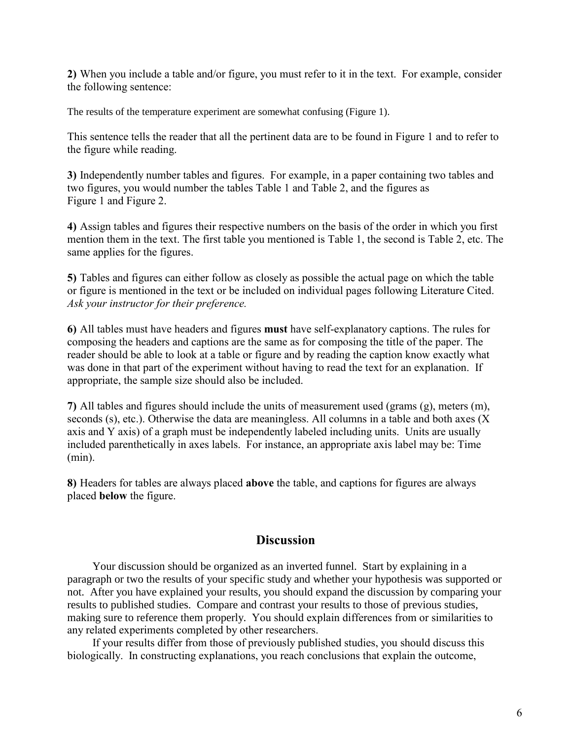**2)** When you include a table and/or figure, you must refer to it in the text. For example, consider the following sentence:

The results of the temperature experiment are somewhat confusing (Figure 1).

This sentence tells the reader that all the pertinent data are to be found in Figure 1 and to refer to the figure while reading.

**3)** Independently number tables and figures. For example, in a paper containing two tables and two figures, you would number the tables Table 1 and Table 2, and the figures as Figure 1 and Figure 2.

**4)** Assign tables and figures their respective numbers on the basis of the order in which you first mention them in the text. The first table you mentioned is Table 1, the second is Table 2, etc. The same applies for the figures.

**5)** Tables and figures can either follow as closely as possible the actual page on which the table or figure is mentioned in the text or be included on individual pages following Literature Cited. *Ask your instructor for their preference.*

**6)** All tables must have headers and figures **must** have self-explanatory captions. The rules for composing the headers and captions are the same as for composing the title of the paper. The reader should be able to look at a table or figure and by reading the caption know exactly what was done in that part of the experiment without having to read the text for an explanation. If appropriate, the sample size should also be included.

**7)** All tables and figures should include the units of measurement used (grams (g), meters (m), seconds (s), etc.). Otherwise the data are meaningless. All columns in a table and both axes (X axis and Y axis) of a graph must be independently labeled including units. Units are usually included parenthetically in axes labels. For instance, an appropriate axis label may be: Time (min).

**8)** Headers for tables are always placed **above** the table, and captions for figures are always placed **below** the figure.

## Discussion

Your discussion should be organized as an inverted funnel. Start by explaining in a paragraph or two the results of your specific study and whether your hypothesis was supported or not. After you have explained your results, you should expand the discussion by comparing your results to published studies. Compare and contrast your results to those of previous studies, making sure to reference them properly. You should explain differences from or similarities to any related experiments completed by other researchers.

If your results differ from those of previously published studies, you should discuss this biologically. In constructing explanations, you reach conclusions that explain the outcome,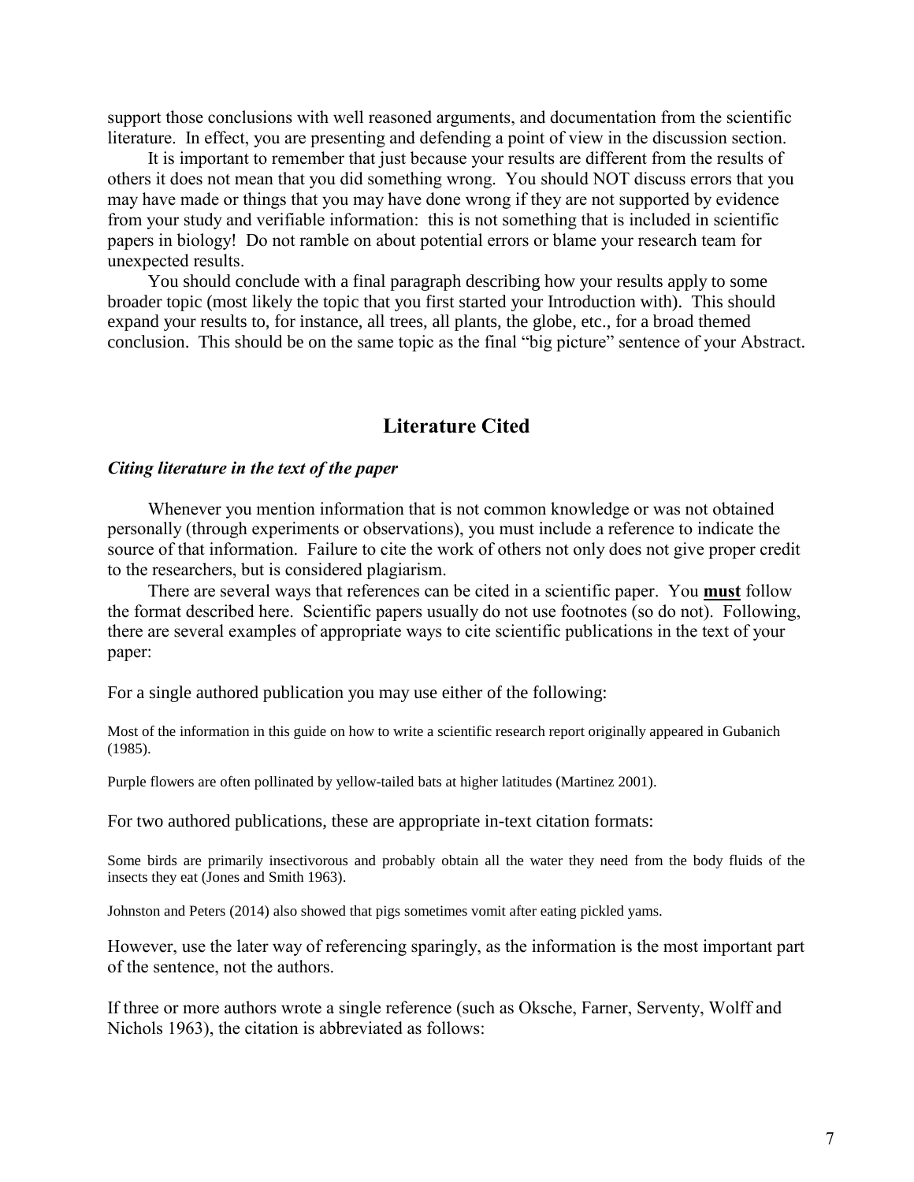support those conclusions with well reasoned arguments, and documentation from the scientific literature. In effect, you are presenting and defending a point of view in the discussion section.

It is important to remember that just because your results are different from the results of others it does not mean that you did something wrong. You should NOT discuss errors that you may have made or things that you may have done wrong if they are not supported by evidence from your study and verifiable information: this is not something that is included in scientific papers in biology! Do not ramble on about potential errors or blame your research team for unexpected results.

You should conclude with a final paragraph describing how your results apply to some broader topic (most likely the topic that you first started your Introduction with). This should expand your results to, for instance, all trees, all plants, the globe, etc., for a broad themed conclusion. This should be on the same topic as the final "big picture" sentence of your Abstract.

## Literature Cited

### *Citing literature in the text of the paper*

Whenever you mention information that is not common knowledge or was not obtained personally (through experiments or observations), you must include a reference to indicate the source of that information. Failure to cite the work of others not only does not give proper credit to the researchers, but is considered plagiarism.

There are several ways that references can be cited in a scientific paper. You <u>**must**</u> follow the format described here. Scientific papers usually do not use footnotes (so do not). Following, there are several examples of appropriate ways to cite scientific publications in the text of your paper:

For a single authored publication you may use either of the following:

Most of the information in this guide on how to write a scientific research report originally appeared in Gubanich (1985).

Purple flowers are often pollinated by yellow-tailed bats at higher latitudes (Martinez 2001).

For two authored publications, these are appropriate in-text citation formats:

Some birds are primarily insectivorous and probably obtain all the water they need from the body fluids of the insects they eat (Jones and Smith 1963).

Johnston and Peters (2014) also showed that pigs sometimes vomit after eating pickled yams.

However, use the later way of referencing sparingly, as the information is the most important part of the sentence, not the authors.

If three or more authors wrote a single reference (such as Oksche, Farner, Serventy, Wolff and Nichols 1963), the citation is abbreviated as follows: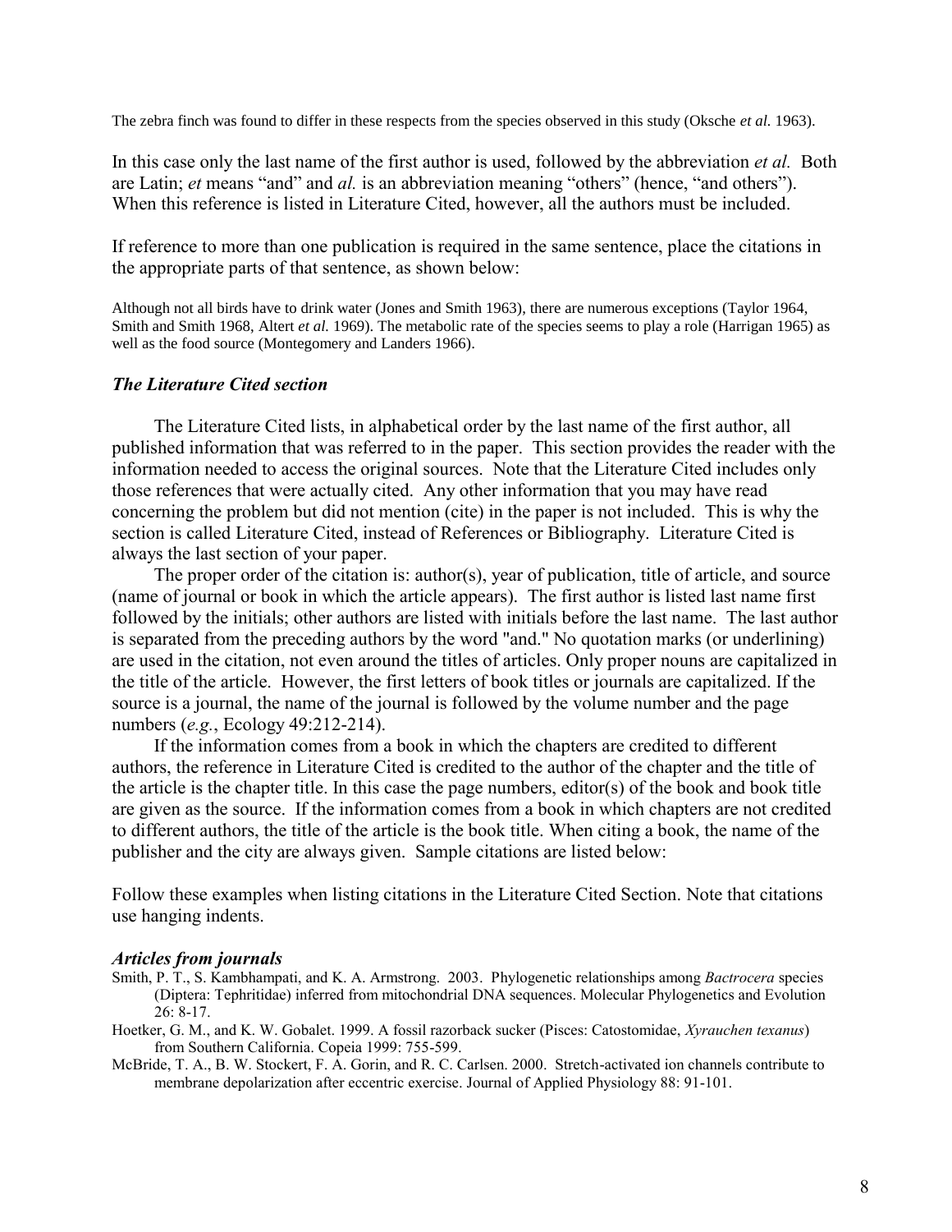The zebra finch was found to differ in these respects from the species observed in this study (Oksche *et al.* 1963).

In this case only the last name of the first author is used, followed by the abbreviation *et al.* Both are Latin; *et* means "and" and *al.* is an abbreviation meaning "others" (hence, "and others"). When this reference is listed in Literature Cited, however, all the authors must be included.

If reference to more than one publication is required in the same sentence, place the citations in the appropriate parts of that sentence, as shown below:

Although not all birds have to drink water (Jones and Smith 1963), there are numerous exceptions (Taylor 1964, Smith and Smith 1968, Altert *et al.* 1969). The metabolic rate of the species seems to play a role (Harrigan 1965) as well as the food source (Montegomery and Landers 1966).

### *The Literature Cited section*

The Literature Cited lists, in alphabetical order by the last name of the first author, all published information that was referred to in the paper. This section provides the reader with the information needed to access the original sources. Note that the Literature Cited includes only those references that were actually cited. Any other information that you may have read concerning the problem but did not mention (cite) in the paper is not included. This is why the section is called Literature Cited, instead of References or Bibliography. Literature Cited is always the last section of your paper.

The proper order of the citation is: author(s), year of publication, title of article, and source (name of journal or book in which the article appears). The first author is listed last name first followed by the initials; other authors are listed with initials before the last name. The last author is separated from the preceding authors by the word "and." No quotation marks (or underlining) are used in the citation, not even around the titles of articles. Only proper nouns are capitalized in the title of the article. However, the first letters of book titles or journals are capitalized. If the source is a journal, the name of the journal is followed by the volume number and the page numbers (*e.g.*, Ecology 49:212-214).

If the information comes from a book in which the chapters are credited to different authors, the reference in Literature Cited is credited to the author of the chapter and the title of the article is the chapter title. In this case the page numbers, editor(s) of the book and book title are given as the source. If the information comes from a book in which chapters are not credited to different authors, the title of the article is the book title. When citing a book, the name of the publisher and the city are always given. Sample citations are listed below:

Follow these examples when listing citations in the Literature Cited Section. Note that citations use hanging indents.

### *Articles from journals*

Smith, P. T., S. Kambhampati, and K. A. Armstrong. 2003. Phylogenetic relationships among *Bactrocera* species (Diptera: Tephritidae) inferred from mitochondrial DNA sequences. Molecular Phylogenetics and Evolution 26: 8-17.

Hoetker, G. M., and K. W. Gobalet. 1999. A fossil razorback sucker (Pisces: Catostomidae, *Xyrauchen texanus*) from Southern California. Copeia 1999: 755-599.

McBride, T. A., B. W. Stockert, F. A. Gorin, and R. C. Carlsen. 2000. Stretch-activated ion channels contribute to membrane depolarization after eccentric exercise. Journal of Applied Physiology 88: 91-101.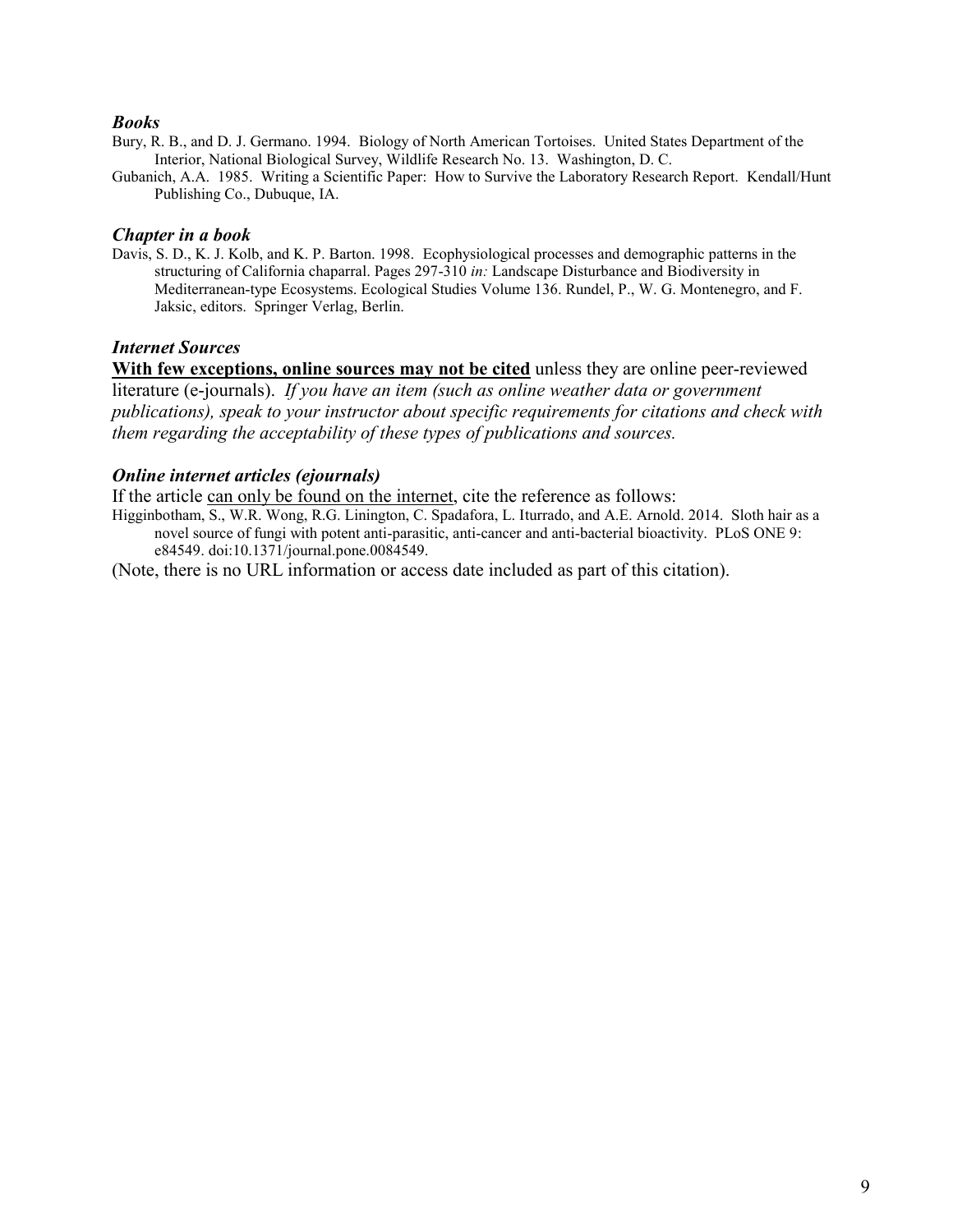### *Books*

Bury, R. B., and D. J. Germano. 1994. Biology of North American Tortoises. United States Department of the Interior, National Biological Survey, Wildlife Research No. 13. Washington, D. C.

Gubanich, A.A. 1985. Writing a Scientific Paper: How to Survive the Laboratory Research Report. Kendall/Hunt Publishing Co., Dubuque, IA.

### *Chapter in a book*

Davis, S. D., K. J. Kolb, and K. P. Barton. 1998. Ecophysiological processes and demographic patterns in the structuring of California chaparral. Pages 297-310 *in:* Landscape Disturbance and Biodiversity in Mediterranean-type Ecosystems. Ecological Studies Volume 136. Rundel, P., W. G. Montenegro, and F. Jaksic, editors. Springer Verlag, Berlin.

### *Internet Sources*

**With few exceptions, online sources may not be cited** unless they are online peer-reviewed literature (e-journals). *If you have an item (such as online weather data or government publications), speak to your instructor about specific requirements for citations and check with them regarding the acceptability of these types of publications and sources.*

### *Online internet articles (ejournals)*

If the article can only be found on the internet, cite the reference as follows:

Higginbotham, S., W.R. Wong, R.G. Linington, C. Spadafora, L. Iturrado, and A.E. Arnold. 2014. Sloth hair as a novel source of fungi with potent anti-parasitic, anti-cancer and anti-bacterial bioactivity. PLoS ONE 9: e84549. doi:10.1371/journal.pone.0084549.

(Note, there is no URL information or access date included as part of this citation).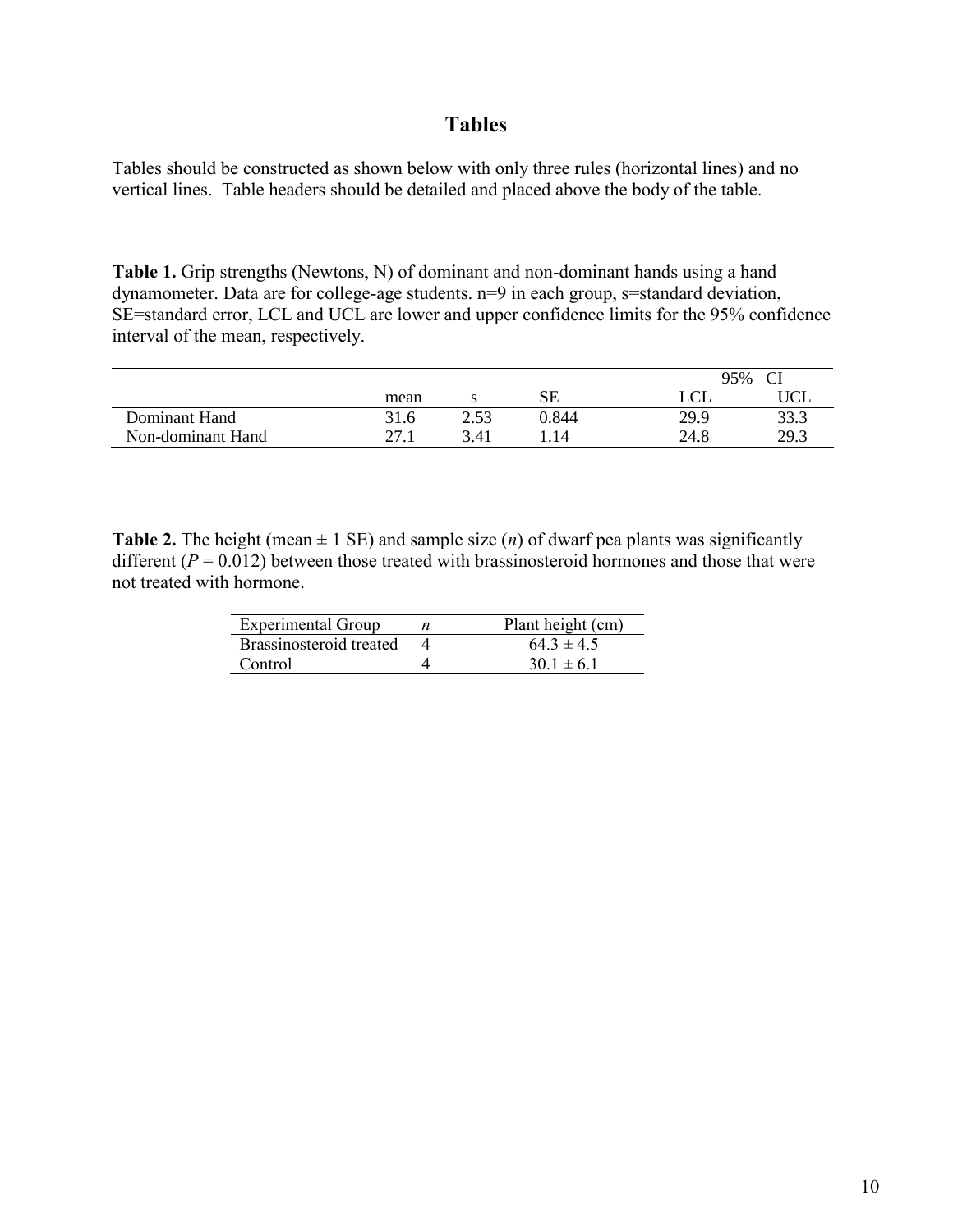# Tables

Tables should be constructed as shown below with only three rules (horizontal lines) and no vertical lines. Table headers should be detailed and placed above the body of the table.

**Table 1.** Grip strengths (Newtons, N) of dominant and non-dominant hands using a hand dynamometer. Data are for college-age students. n=9 in each group, s=standard deviation, SE=standard error, LCL and UCL are lower and upper confidence limits for the 95% confidence interval of the mean, respectively.

| | | | | 95% CI | |
|---|---|---|---|---|---|
| | mean | s | SE | LCL | UCL |
| Dominant Hand | 31.6 | 2.53 | 0.844 | 29.9 | 33.3 |
| Non-dominant Hand | 27.1 | 3.41 | 1.14 | 24.8 | 29.3 |

**Table 2.** The height (mean ± 1 SE) and sample size (*n*) of dwarf pea plants was significantly different ($P = 0.012$) between those treated with brassinosteroid hormones and those that were not treated with hormone.

| Experimental Group | *n* | Plant height (cm) |
|---|---|---|
| Brassinosteroid treated | 4 | 64.3 ± 4.5 |
| Control | 4 | 30.1 ± 6.1 |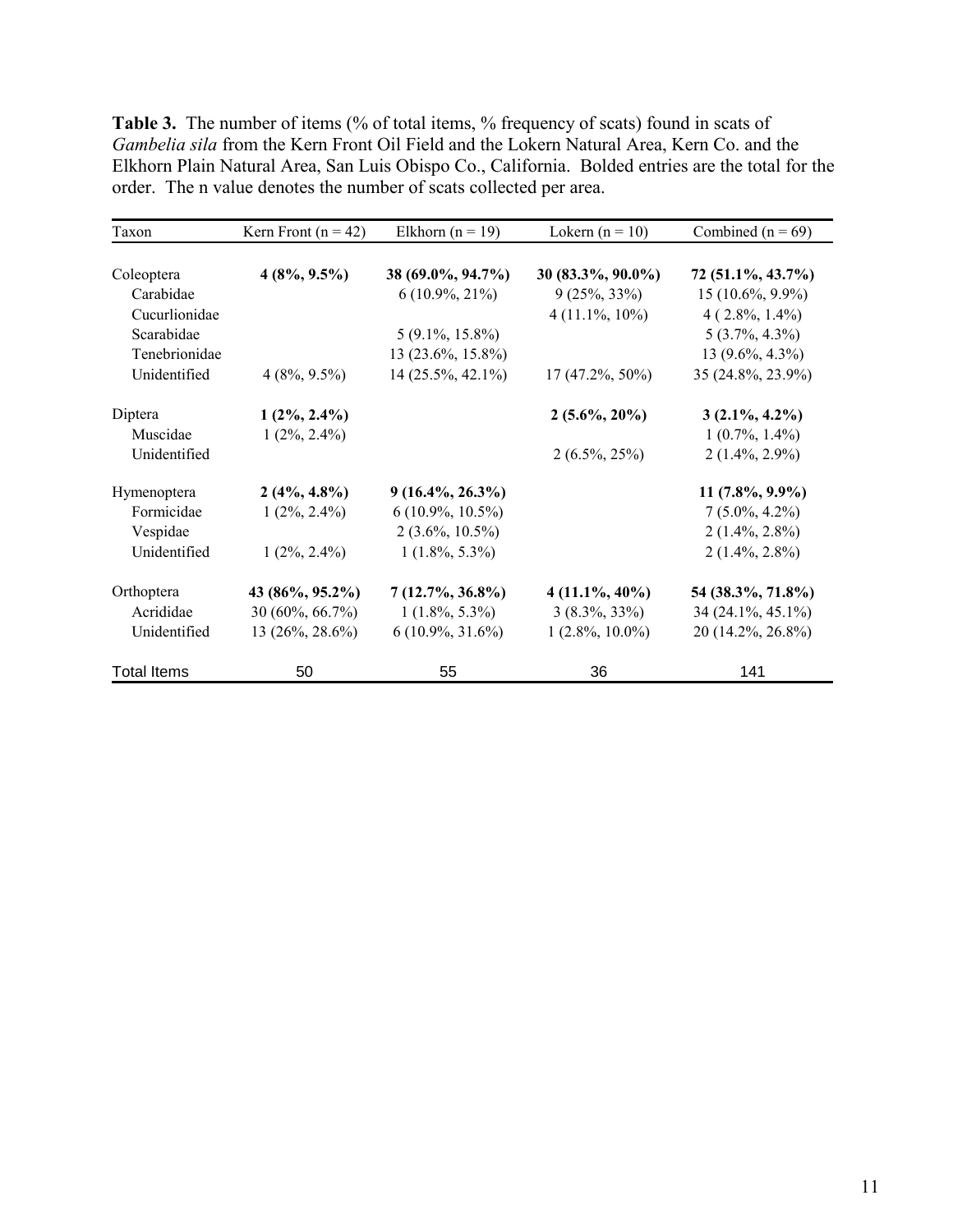**Table 3.** The number of items (% of total items, % frequency of scats) found in scats of *Gambelia sila* from the Kern Front Oil Field and the Lokern Natural Area, Kern Co. and the Elkhorn Plain Natural Area, San Luis Obispo Co., California. Bolded entries are the total for the order. The n value denotes the number of scats collected per area.

| Taxon | Kern Front (n = 42) | Elkhorn (n = 19) | Lokern (n = 10) | Combined (n = 69) |
|---|---|---|---|---|
| Coleoptera | **4 (8%, 9.5%)** | **38 (69.0%, 94.7%)** | **30 (83.3%, 90.0%)** | **72 (51.1%, 43.7%)** |
| Carabidae | | 6 (10.9%, 21%) | 9 (25%, 33%) | 15 (10.6%, 9.9%) |
| Cucurlionidae | | | 4 (11.1%, 10%) | 4 ( 2.8%, 1.4%) |
| Scarabidae | | 5 (9.1%, 15.8%) | | 5 (3.7%, 4.3%) |
| Tenebrionidae | | 13 (23.6%, 15.8%) | | 13 (9.6%, 4.3%) |
| Unidentified | 4 (8%, 9.5%) | 14 (25.5%, 42.1%) | 17 (47.2%, 50%) | 35 (24.8%, 23.9%) |
| Diptera | **1 (2%, 2.4%)** | | **2 (5.6%, 20%)** | **3 (2.1%, 4.2%)** |
| Muscidae | 1 (2%, 2.4%) | | | 1 (0.7%, 1.4%) |
| Unidentified | | | 2 (6.5%, 25%) | 2 (1.4%, 2.9%) |
| Hymenoptera | **2 (4%, 4.8%)** | **9 (16.4%, 26.3%)** | | **11 (7.8%, 9.9%)** |
| Formicidae | 1 (2%, 2.4%) | 6 (10.9%, 10.5%) | | 7 (5.0%, 4.2%) |
| Vespidae | | 2 (3.6%, 10.5%) | | 2 (1.4%, 2.8%) |
| Unidentified | 1 (2%, 2.4%) | 1 (1.8%, 5.3%) | | 2 (1.4%, 2.8%) |
| Orthoptera | **43 (86%, 95.2%)** | **7 (12.7%, 36.8%)** | **4 (11.1%, 40%)** | **54 (38.3%, 71.8%)** |
| Acrididae | 30 (60%, 66.7%) | 1 (1.8%, 5.3%) | 3 (8.3%, 33%) | 34 (24.1%, 45.1%) |
| Unidentified | 13 (26%, 28.6%) | 6 (10.9%, 31.6%) | 1 (2.8%, 10.0%) | 20 (14.2%, 26.8%) |
| Total Items | 50 | 55 | 36 | 141 |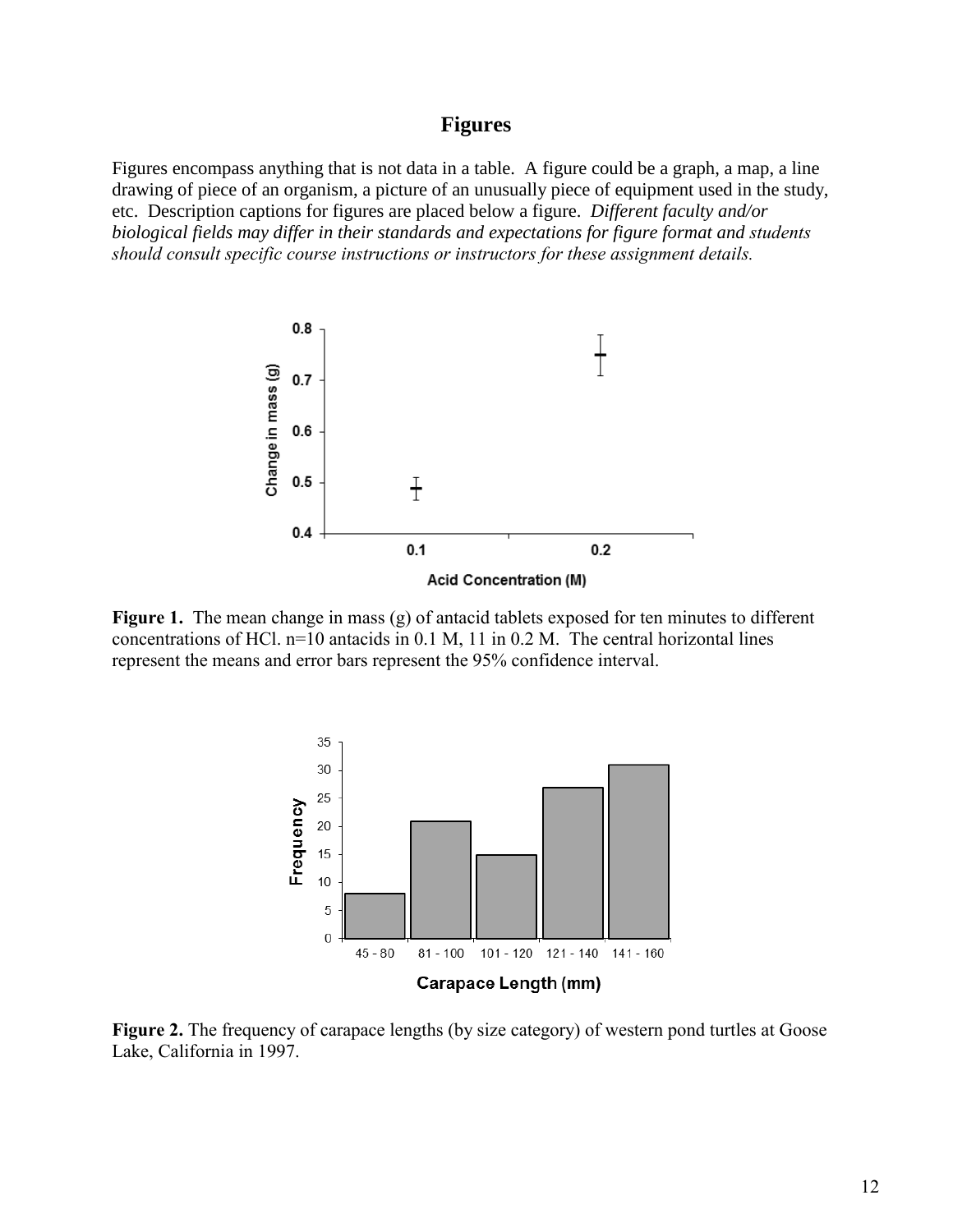## Figures

Figures encompass anything that is not data in a table. A figure could be a graph, a map, a line drawing of piece of an organism, a picture of an unusually piece of equipment used in the study, etc. Description captions for figures are placed below a figure. *Different faculty and/or biological fields may differ in their standards and expectations for figure format and students should consult specific course instructions or instructors for these assignment details.*

**Figure 1.** The mean change in mass (g) of antacid tablets exposed for ten minutes to different concentrations of HCl. n=10 antacids in 0.1 M, 11 in 0.2 M. The central horizontal lines represent the means and error bars represent the 95% confidence interval.

**Figure 2.** The frequency of carapace lengths (by size category) of western pond turtles at Goose Lake, California in 1997.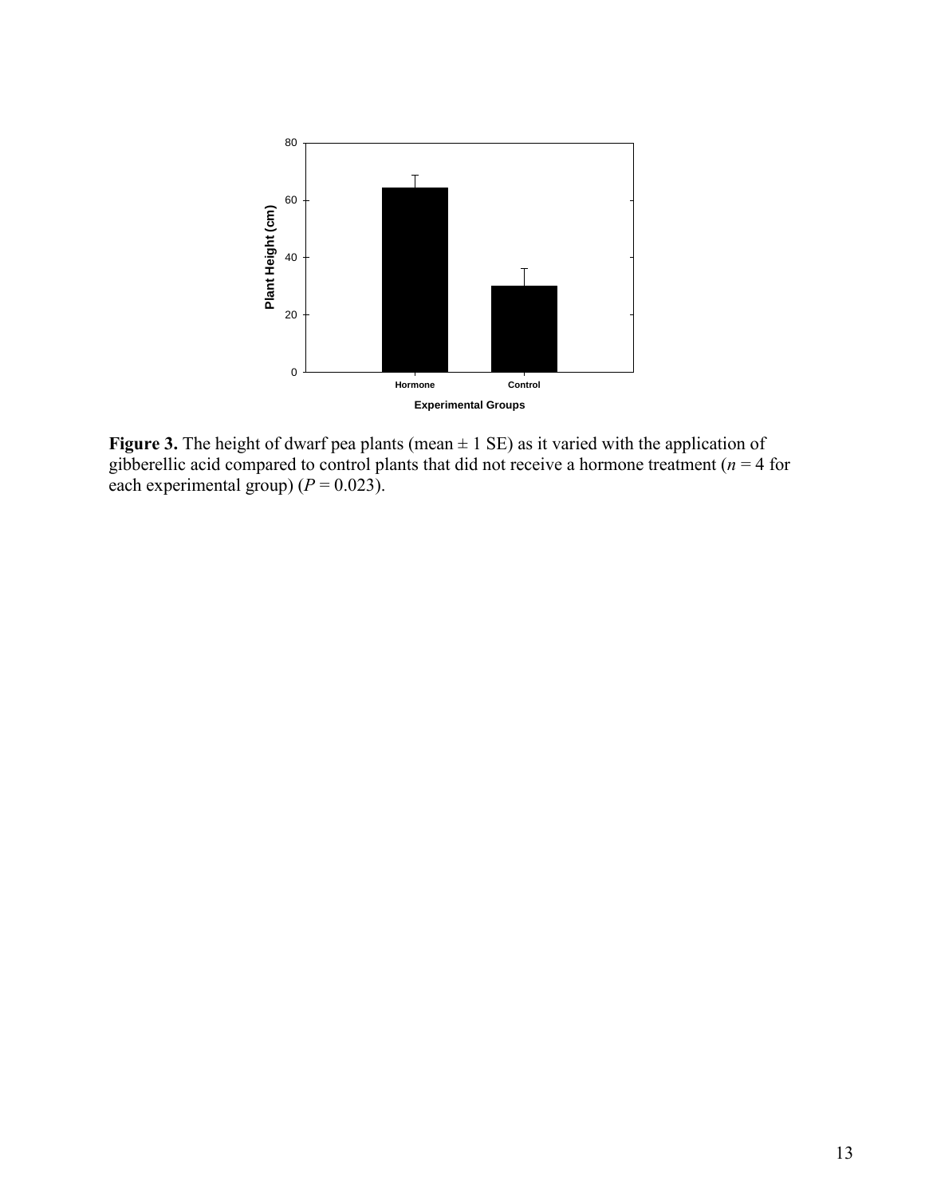**Figure 3.** The height of dwarf pea plants (mean ± 1 SE) as it varied with the application of gibberellic acid compared to control plants that did not receive a hormone treatment (*n* = 4 for each experimental group) (*P* = 0.023).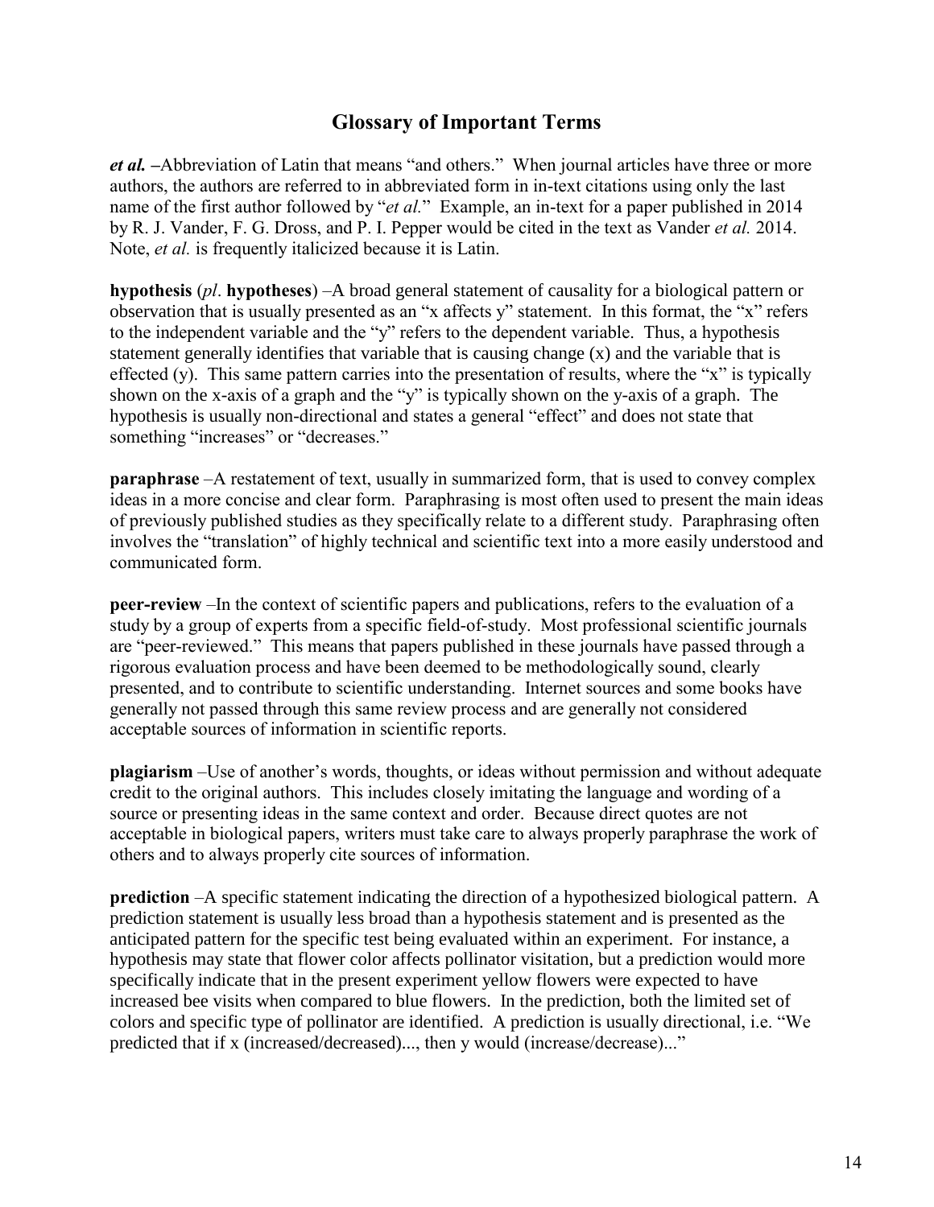## Glossary of Important Terms

***et al.*** **–**Abbreviation of Latin that means "and others." When journal articles have three or more authors, the authors are referred to in abbreviated form in in-text citations using only the last name of the first author followed by "*et al.*" Example, an in-text for a paper published in 2014 by R. J. Vander, F. G. Dross, and P. I. Pepper would be cited in the text as Vander *et al.* 2014. Note, *et al.* is frequently italicized because it is Latin.

**hypothesis** (*pl*. **hypotheses**) –A broad general statement of causality for a biological pattern or observation that is usually presented as an "x affects y" statement. In this format, the "x" refers to the independent variable and the "y" refers to the dependent variable. Thus, a hypothesis statement generally identifies that variable that is causing change (x) and the variable that is effected (y). This same pattern carries into the presentation of results, where the "x" is typically shown on the x-axis of a graph and the "y" is typically shown on the y-axis of a graph. The hypothesis is usually non-directional and states a general "effect" and does not state that something "increases" or "decreases."

**paraphrase** –A restatement of text, usually in summarized form, that is used to convey complex ideas in a more concise and clear form. Paraphrasing is most often used to present the main ideas of previously published studies as they specifically relate to a different study. Paraphrasing often involves the "translation" of highly technical and scientific text into a more easily understood and communicated form.

**peer-review** –In the context of scientific papers and publications, refers to the evaluation of a study by a group of experts from a specific field-of-study. Most professional scientific journals are "peer-reviewed." This means that papers published in these journals have passed through a rigorous evaluation process and have been deemed to be methodologically sound, clearly presented, and to contribute to scientific understanding. Internet sources and some books have generally not passed through this same review process and are generally not considered acceptable sources of information in scientific reports.

**plagiarism** –Use of another's words, thoughts, or ideas without permission and without adequate credit to the original authors. This includes closely imitating the language and wording of a source or presenting ideas in the same context and order. Because direct quotes are not acceptable in biological papers, writers must take care to always properly paraphrase the work of others and to always properly cite sources of information.

**prediction** –A specific statement indicating the direction of a hypothesized biological pattern. A prediction statement is usually less broad than a hypothesis statement and is presented as the anticipated pattern for the specific test being evaluated within an experiment. For instance, a hypothesis may state that flower color affects pollinator visitation, but a prediction would more specifically indicate that in the present experiment yellow flowers were expected to have increased bee visits when compared to blue flowers. In the prediction, both the limited set of colors and specific type of pollinator are identified. A prediction is usually directional, i.e. "We predicted that if x (increased/decreased)..., then y would (increase/decrease)..."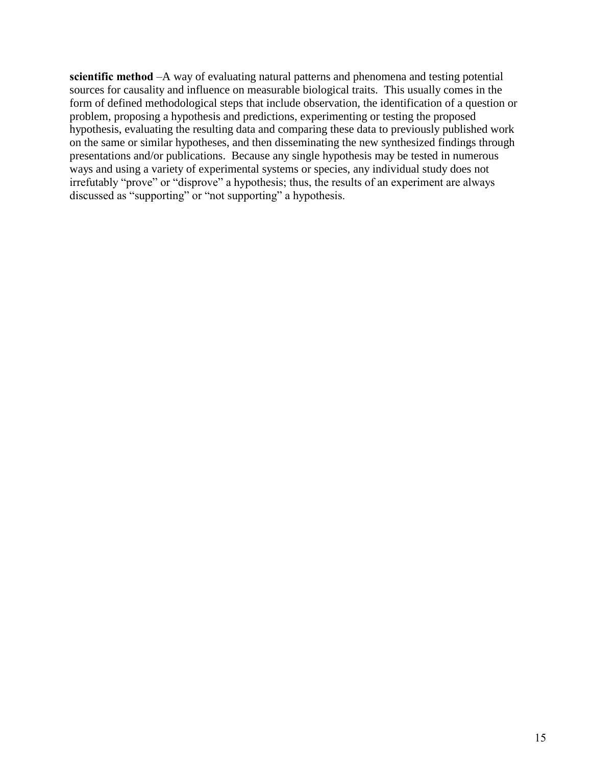**scientific method** –A way of evaluating natural patterns and phenomena and testing potential sources for causality and influence on measurable biological traits. This usually comes in the form of defined methodological steps that include observation, the identification of a question or problem, proposing a hypothesis and predictions, experimenting or testing the proposed hypothesis, evaluating the resulting data and comparing these data to previously published work on the same or similar hypotheses, and then disseminating the new synthesized findings through presentations and/or publications. Because any single hypothesis may be tested in numerous ways and using a variety of experimental systems or species, any individual study does not irrefutably "prove" or "disprove" a hypothesis; thus, the results of an experiment are always discussed as "supporting" or "not supporting" a hypothesis.